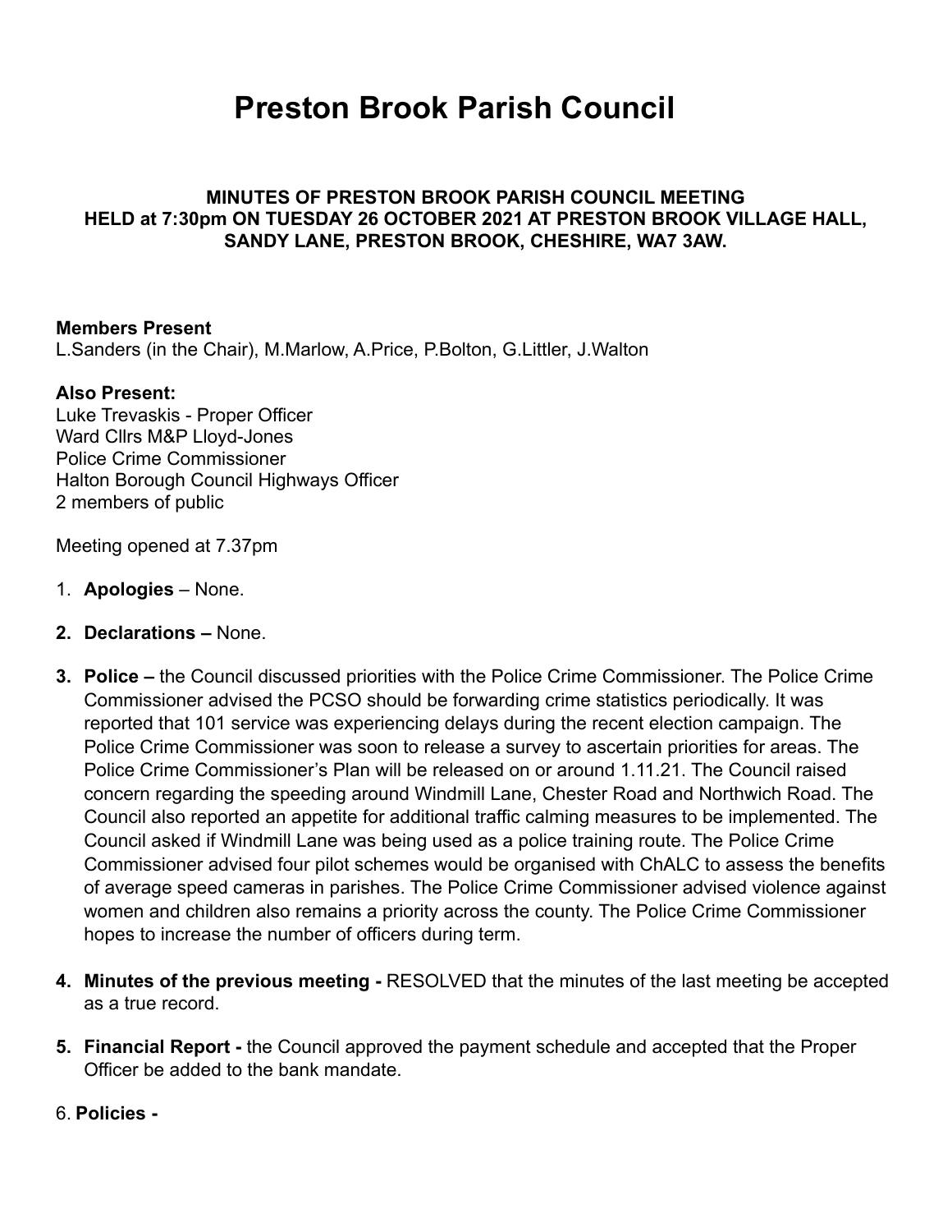# Preston Brook Parish Council

**MINUTES OF PRESTON BROOK PARISH COUNCIL MEETING HELD at 7:30pm ON TUESDAY 26 OCTOBER 2021 AT PRESTON BROOK VILLAGE HALL, SANDY LANE, PRESTON BROOK, CHESHIRE, WA7 3AW.**

**Members Present**
L.Sanders (in the Chair), M.Marlow, A.Price, P.Bolton, G.Littler, J.Walton

**Also Present:**
Luke Trevaskis - Proper Officer
Ward Cllrs M&P Lloyd-Jones
Police Crime Commissioner
Halton Borough Council Highways Officer
2 members of public

Meeting opened at 7.37pm

1. **Apologies** – None.
2. **Declarations –** None.
3. **Police –** the Council discussed priorities with the Police Crime Commissioner. The Police Crime Commissioner advised the PCSO should be forwarding crime statistics periodically. It was reported that 101 service was experiencing delays during the recent election campaign. The Police Crime Commissioner was soon to release a survey to ascertain priorities for areas. The Police Crime Commissioner's Plan will be released on or around 1.11.21. The Council raised concern regarding the speeding around Windmill Lane, Chester Road and Northwich Road. The Council also reported an appetite for additional traffic calming measures to be implemented. The Council asked if Windmill Lane was being used as a police training route. The Police Crime Commissioner advised four pilot schemes would be organised with ChALC to assess the benefits of average speed cameras in parishes. The Police Crime Commissioner advised violence against women and children also remains a priority across the county. The Police Crime Commissioner hopes to increase the number of officers during term.
4. **Minutes of the previous meeting -** RESOLVED that the minutes of the last meeting be accepted as a true record.
5. **Financial Report -** the Council approved the payment schedule and accepted that the Proper Officer be added to the bank mandate.
6. **Policies -**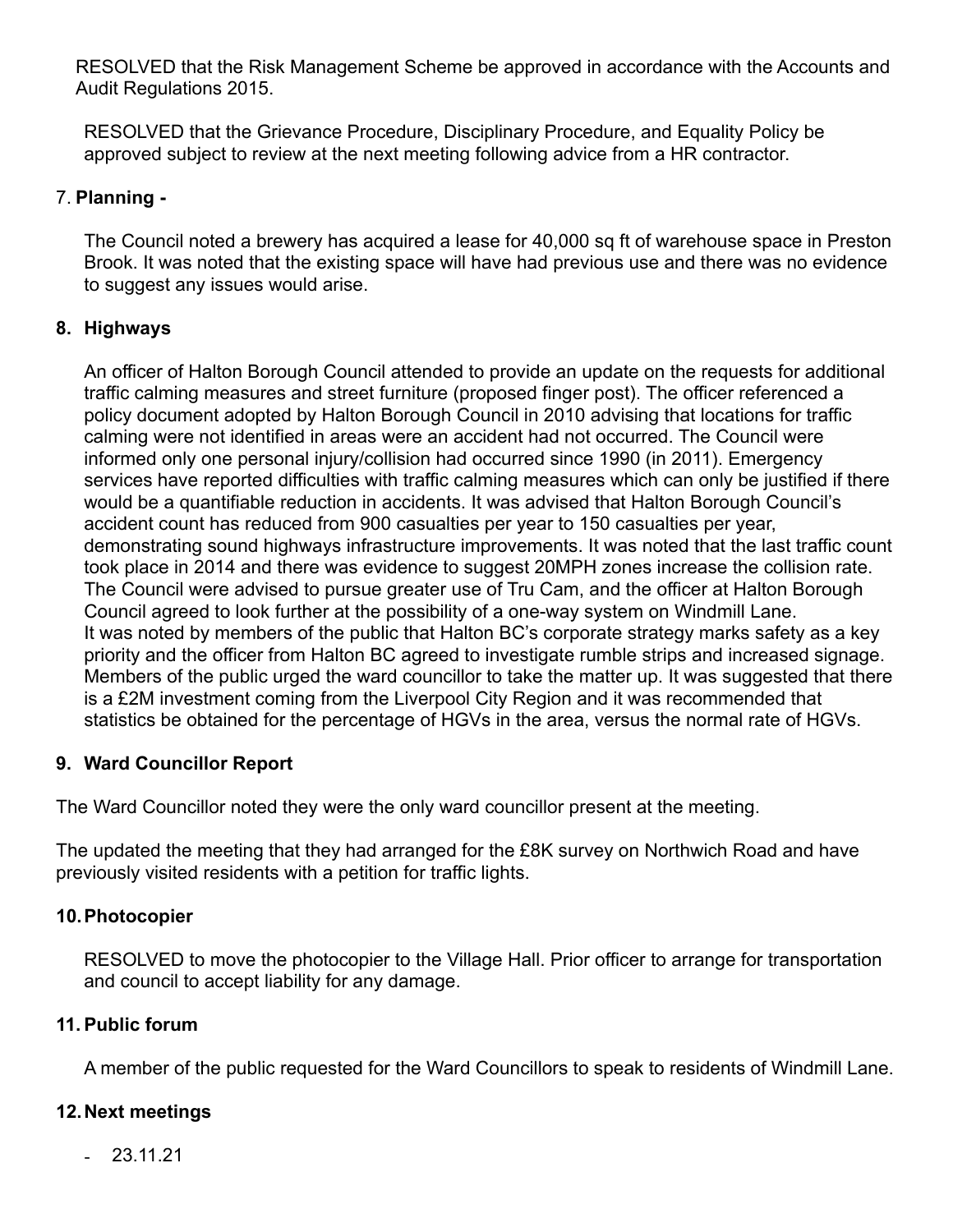RESOLVED that the Risk Management Scheme be approved in accordance with the Accounts and Audit Regulations 2015.

RESOLVED that the Grievance Procedure, Disciplinary Procedure, and Equality Policy be approved subject to review at the next meeting following advice from a HR contractor.

7. **Planning -**

The Council noted a brewery has acquired a lease for 40,000 sq ft of warehouse space in Preston Brook. It was noted that the existing space will have had previous use and there was no evidence to suggest any issues would arise.

**8. Highways**

An officer of Halton Borough Council attended to provide an update on the requests for additional traffic calming measures and street furniture (proposed finger post). The officer referenced a policy document adopted by Halton Borough Council in 2010 advising that locations for traffic calming were not identified in areas were an accident had not occurred. The Council were informed only one personal injury/collision had occurred since 1990 (in 2011). Emergency services have reported difficulties with traffic calming measures which can only be justified if there would be a quantifiable reduction in accidents. It was advised that Halton Borough Council's accident count has reduced from 900 casualties per year to 150 casualties per year, demonstrating sound highways infrastructure improvements. It was noted that the last traffic count took place in 2014 and there was evidence to suggest 20MPH zones increase the collision rate. The Council were advised to pursue greater use of Tru Cam, and the officer at Halton Borough Council agreed to look further at the possibility of a one-way system on Windmill Lane.
It was noted by members of the public that Halton BC's corporate strategy marks safety as a key priority and the officer from Halton BC agreed to investigate rumble strips and increased signage. Members of the public urged the ward councillor to take the matter up. It was suggested that there is a £2M investment coming from the Liverpool City Region and it was recommended that statistics be obtained for the percentage of HGVs in the area, versus the normal rate of HGVs.

**9. Ward Councillor Report**

The Ward Councillor noted they were the only ward councillor present at the meeting.

The updated the meeting that they had arranged for the £8K survey on Northwich Road and have previously visited residents with a petition for traffic lights.

**10. Photocopier**

RESOLVED to move the photocopier to the Village Hall. Prior officer to arrange for transportation and council to accept liability for any damage.

**11. Public forum**

A member of the public requested for the Ward Councillors to speak to residents of Windmill Lane.

**12. Next meetings**

- 23.11.21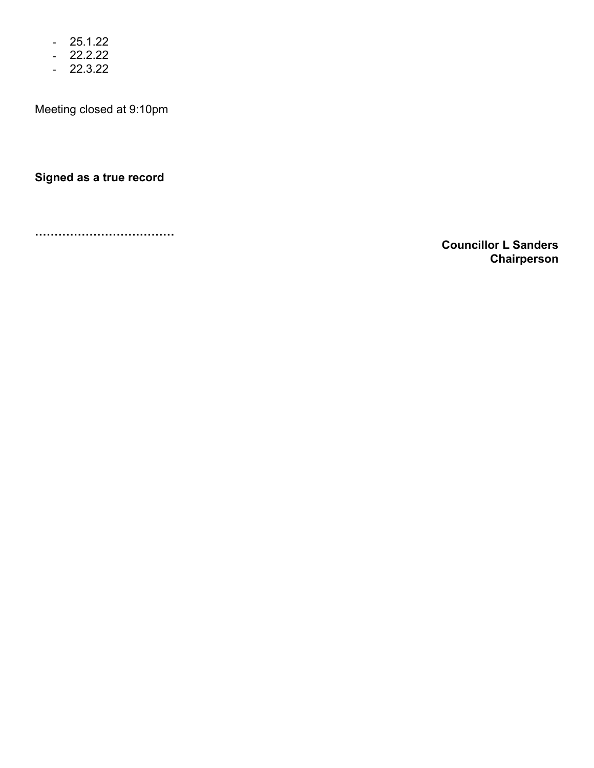- 25.1.22
- 22.2.22
- 22.3.22

Meeting closed at 9:10pm

**Signed as a true record**

**………………………………**

**Councillor L Sanders**
**Chairperson**